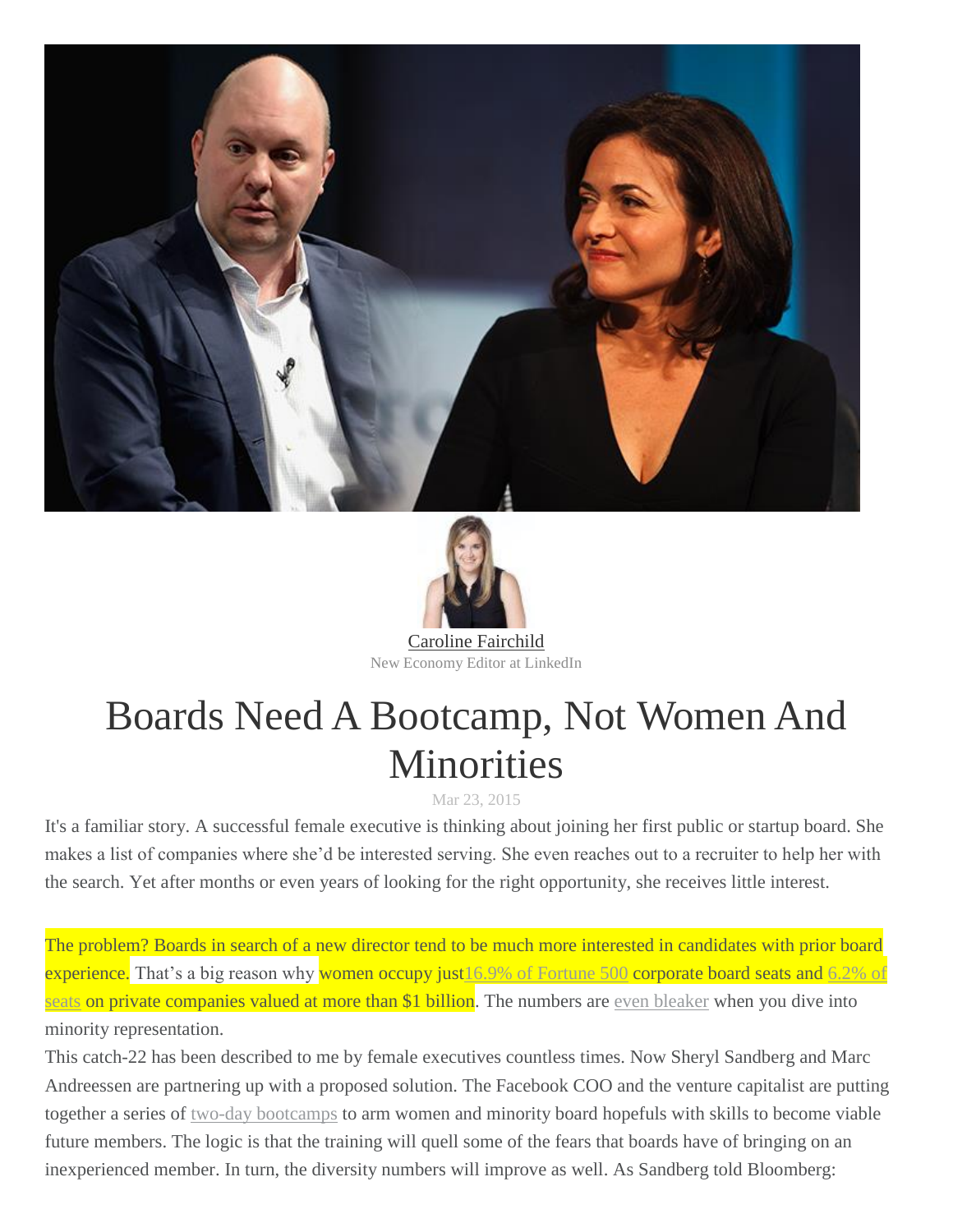Caroline Fairchild

New Economy Editor at LinkedIn

# Boards Need A Bootcamp, Not Women And Minorities

Mar 23, 2015

It's a familiar story. A successful female executive is thinking about joining her first public or startup board. She makes a list of companies where she'd be interested serving. She even reaches out to a recruiter to help her with the search. Yet after months or even years of looking for the right opportunity, she receives little interest.

The problem? Boards in search of a new director tend to be much more interested in candidates with prior board experience. That's a big reason why women occupy just 16.9% of Fortune 500 corporate board seats and 6.2% of seats on private companies valued at more than $1 billion. The numbers are even bleaker when you dive into minority representation.

This catch-22 has been described to me by female executives countless times. Now Sheryl Sandberg and Marc Andreessen are partnering up with a proposed solution. The Facebook COO and the venture capitalist are putting together a series of two-day bootcamps to arm women and minority board hopefuls with skills to become viable future members. The logic is that the training will quell some of the fears that boards have of bringing on an inexperienced member. In turn, the diversity numbers will improve as well. As Sandberg told Bloomberg: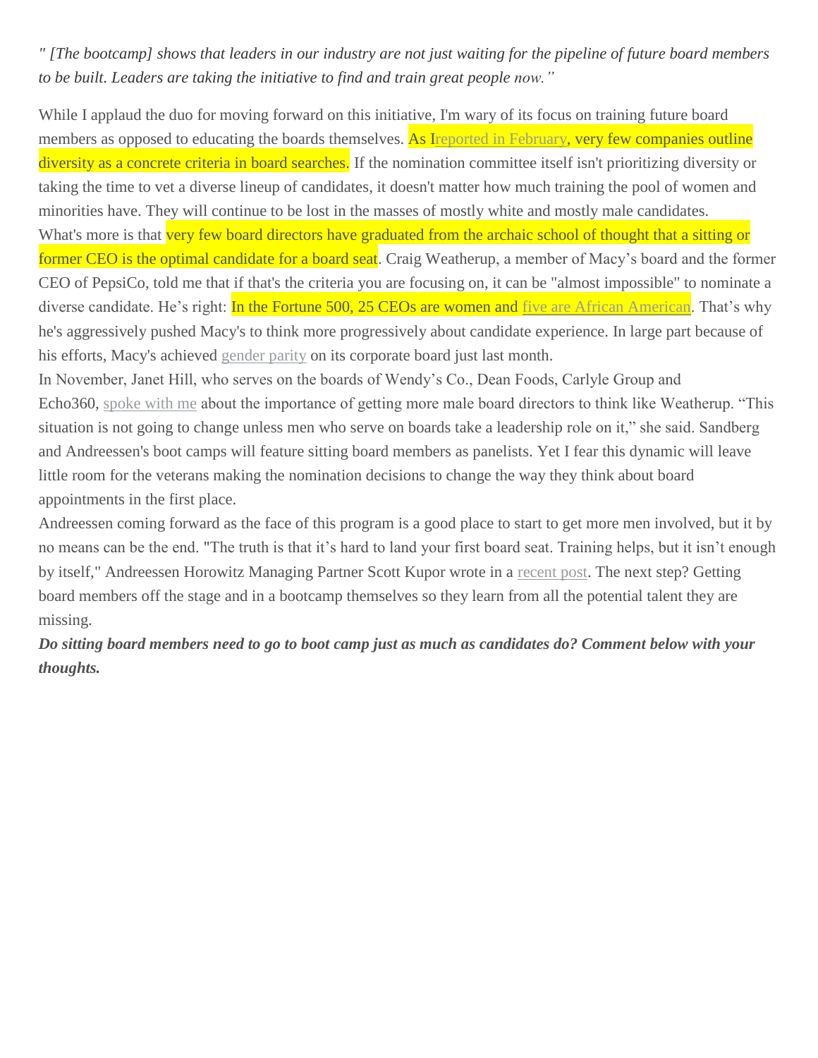*" [The bootcamp] shows that leaders in our industry are not just waiting for the pipeline of future board members to be built. Leaders are taking the initiative to find and train great people now."*

While I applaud the duo for moving forward on this initiative, I'm wary of its focus on training future board members as opposed to educating the boards themselves. As I reported in February, very few companies outline diversity as a concrete criteria in board searches. If the nomination committee itself isn't prioritizing diversity or taking the time to vet a diverse lineup of candidates, it doesn't matter how much training the pool of women and minorities have. They will continue to be lost in the masses of mostly white and mostly male candidates.

What's more is that very few board directors have graduated from the archaic school of thought that a sitting or former CEO is the optimal candidate for a board seat. Craig Weatherup, a member of Macy's board and the former CEO of PepsiCo, told me that if that's the criteria you are focusing on, it can be "almost impossible" to nominate a diverse candidate. He's right: In the Fortune 500, 25 CEOs are women and five are African American. That's why he's aggressively pushed Macy's to think more progressively about candidate experience. In large part because of his efforts, Macy's achieved gender parity on its corporate board just last month.

In November, Janet Hill, who serves on the boards of Wendy's Co., Dean Foods, Carlyle Group and Echo360, spoke with me about the importance of getting more male board directors to think like Weatherup. "This situation is not going to change unless men who serve on boards take a leadership role on it," she said. Sandberg and Andreessen's boot camps will feature sitting board members as panelists. Yet I fear this dynamic will leave little room for the veterans making the nomination decisions to change the way they think about board appointments in the first place.

Andreessen coming forward as the face of this program is a good place to start to get more men involved, but it by no means can be the end. "The truth is that it's hard to land your first board seat. Training helps, but it isn't enough by itself," Andreessen Horowitz Managing Partner Scott Kupor wrote in a recent post. The next step? Getting board members off the stage and in a bootcamp themselves so they learn from all the potential talent they are missing.

***Do sitting board members need to go to boot camp just as much as candidates do? Comment below with your thoughts.***